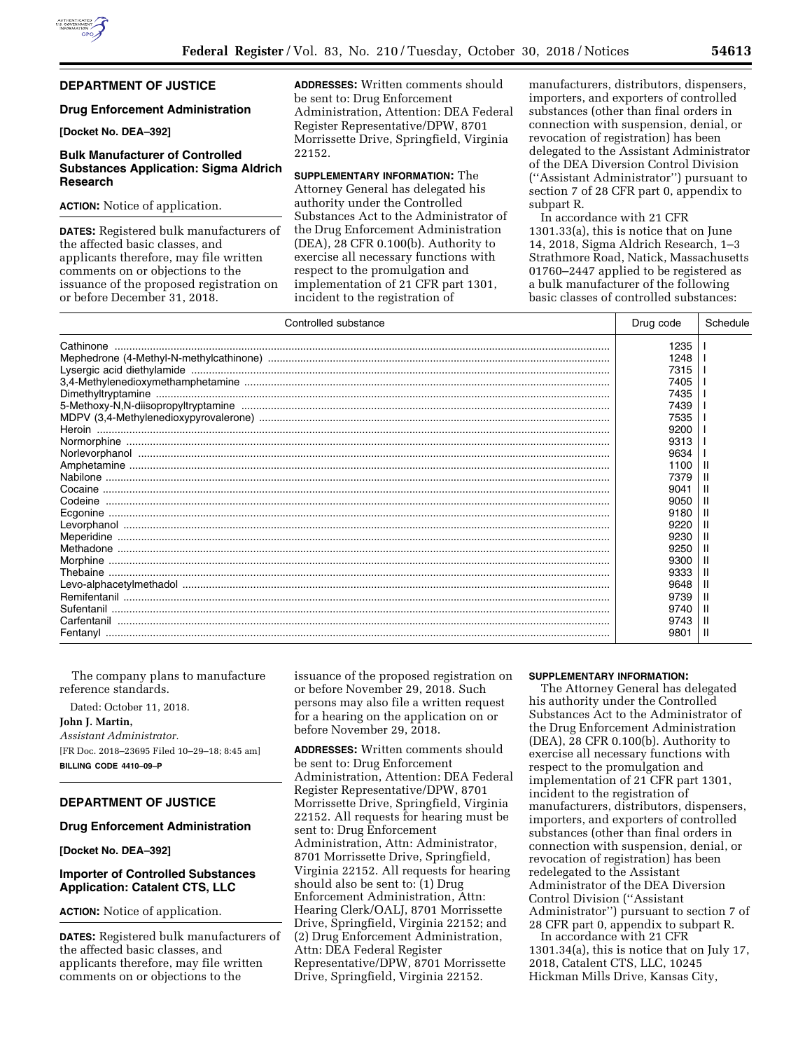## DEPARTMENT OF JUSTICE

### Drug Enforcement Administration

**[Docket No. DEA–392]**

### Bulk Manufacturer of Controlled Substances Application: Sigma Aldrich Research

**ACTION:** Notice of application.

**DATES:** Registered bulk manufacturers of the affected basic classes, and applicants therefore, may file written comments on or objections to the issuance of the proposed registration on or before December 31, 2018.

**ADDRESSES:** Written comments should be sent to: Drug Enforcement Administration, Attention: DEA Federal Register Representative/DPW, 8701 Morrissette Drive, Springfield, Virginia 22152.

**SUPPLEMENTARY INFORMATION:** The Attorney General has delegated his authority under the Controlled Substances Act to the Administrator of the Drug Enforcement Administration (DEA), 28 CFR 0.100(b). Authority to exercise all necessary functions with respect to the promulgation and implementation of 21 CFR part 1301, incident to the registration of manufacturers, distributors, dispensers, importers, and exporters of controlled substances (other than final orders in connection with suspension, denial, or revocation of registration) has been delegated to the Assistant Administrator of the DEA Diversion Control Division (''Assistant Administrator'') pursuant to section 7 of 28 CFR part 0, appendix to subpart R.

In accordance with 21 CFR 1301.33(a), this is notice that on June 14, 2018, Sigma Aldrich Research, 1–3 Strathmore Road, Natick, Massachusetts 01760–2447 applied to be registered as a bulk manufacturer of the following basic classes of controlled substances:

| Controlled substance | Drug code | Schedule |
|---|---|---|
| Cathinone | 1235 | I |
| Mephedrone (4-Methyl-N-methylcathinone) | 1248 | I |
| Lysergic acid diethylamide | 7315 | I |
| 3,4-Methylenedioxymethamphetamine | 7405 | I |
| Dimethyltryptamine | 7435 | I |
| 5-Methoxy-N,N-diisopropyltryptamine | 7439 | I |
| MDPV (3,4-Methylenedioxypyrovalerone) | 7535 | I |
| Heroin | 9200 | I |
| Normorphine | 9313 | I |
| Norlevorphanol | 9634 | I |
| Amphetamine | 1100 | II |
| Nabilone | 7379 | II |
| Cocaine | 9041 | II |
| Codeine | 9050 | II |
| Ecgonine | 9180 | II |
| Levorphanol | 9220 | II |
| Meperidine | 9230 | II |
| Methadone | 9250 | II |
| Morphine | 9300 | II |
| Thebaine | 9333 | II |
| Levo-alphacetylmethadol | 9648 | II |
| Remifentanil | 9739 | II |
| Sufentanil | 9740 | II |
| Carfentanil | 9743 | II |
| Fentanyl | 9801 | II |

The company plans to manufacture reference standards.

Dated: October 11, 2018.

**John J. Martin,**

*Assistant Administrator.*

[FR Doc. 2018–23695 Filed 10–29–18; 8:45 am]

**BILLING CODE 4410–09–P**

## DEPARTMENT OF JUSTICE

### Drug Enforcement Administration

**[Docket No. DEA–392]**

### Importer of Controlled Substances Application: Catalent CTS, LLC

**ACTION:** Notice of application.

**DATES:** Registered bulk manufacturers of the affected basic classes, and applicants therefore, may file written comments on or objections to the issuance of the proposed registration on or before November 29, 2018. Such persons may also file a written request for a hearing on the application on or before November 29, 2018.

**ADDRESSES:** Written comments should be sent to: Drug Enforcement Administration, Attention: DEA Federal Register Representative/DPW, 8701 Morrissette Drive, Springfield, Virginia 22152. All requests for hearing must be sent to: Drug Enforcement Administration, Attn: Administrator, 8701 Morrissette Drive, Springfield, Virginia 22152. All requests for hearing should also be sent to: (1) Drug Enforcement Administration, Attn: Hearing Clerk/OALJ, 8701 Morrissette Drive, Springfield, Virginia 22152; and (2) Drug Enforcement Administration, Attn: DEA Federal Register Representative/DPW, 8701 Morrissette Drive, Springfield, Virginia 22152.

**SUPPLEMENTARY INFORMATION:**

The Attorney General has delegated his authority under the Controlled Substances Act to the Administrator of the Drug Enforcement Administration (DEA), 28 CFR 0.100(b). Authority to exercise all necessary functions with respect to the promulgation and implementation of 21 CFR part 1301, incident to the registration of manufacturers, distributors, dispensers, importers, and exporters of controlled substances (other than final orders in connection with suspension, denial, or revocation of registration) has been redelegated to the Assistant Administrator of the DEA Diversion Control Division (''Assistant Administrator'') pursuant to section 7 of 28 CFR part 0, appendix to subpart R.

In accordance with 21 CFR 1301.34(a), this is notice that on July 17, 2018, Catalent CTS, LLC, 10245 Hickman Mills Drive, Kansas City,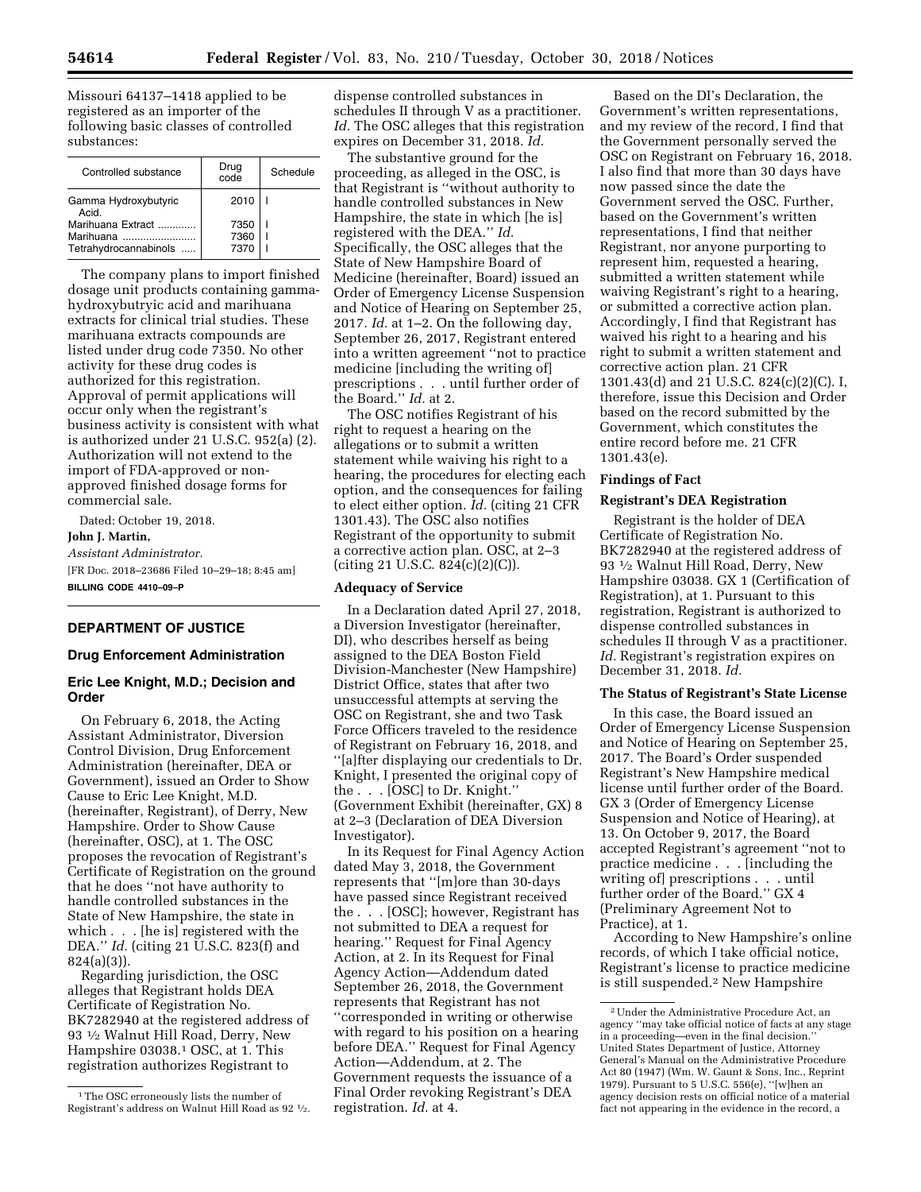Missouri 64137–1418 applied to be registered as an importer of the following basic classes of controlled substances:

| Controlled substance | Drug code | Schedule |
| --- | --- | --- |
| Gamma Hydroxybutyric Acid. | 2010 | I |
| Marihuana Extract ............ | 7350 | I |
| Marihuana ........................ | 7360 | I |
| Tetrahydrocannabinols ..... | 7370 | I |

The company plans to import finished dosage unit products containing gamma-hydroxybutryic acid and marihuana extracts for clinical trial studies. These marihuana extracts compounds are listed under drug code 7350. No other activity for these drug codes is authorized for this registration. Approval of permit applications will occur only when the registrant's business activity is consistent with what is authorized under 21 U.S.C. 952(a) (2). Authorization will not extend to the import of FDA-approved or non-approved finished dosage forms for commercial sale.

Dated: October 19, 2018.

**John J. Martin,**

*Assistant Administrator.*

[FR Doc. 2018–23686 Filed 10–29–18; 8:45 am]

**BILLING CODE 4410–09–P**

## DEPARTMENT OF JUSTICE

### Drug Enforcement Administration

### Eric Lee Knight, M.D.; Decision and Order

On February 6, 2018, the Acting Assistant Administrator, Diversion Control Division, Drug Enforcement Administration (hereinafter, DEA or Government), issued an Order to Show Cause to Eric Lee Knight, M.D. (hereinafter, Registrant), of Derry, New Hampshire. Order to Show Cause (hereinafter, OSC), at 1. The OSC proposes the revocation of Registrant's Certificate of Registration on the ground that he does ''not have authority to handle controlled substances in the State of New Hampshire, the state in which . . . [he is] registered with the DEA.'' *Id.* (citing 21 U.S.C. 823(f) and 824(a)(3)).

Regarding jurisdiction, the OSC alleges that Registrant holds DEA Certificate of Registration No. BK7282940 at the registered address of 93 ½ Walnut Hill Road, Derry, New Hampshire 03038.[1] OSC, at 1. This registration authorizes Registrant to dispense controlled substances in schedules II through V as a practitioner. *Id.* The OSC alleges that this registration expires on December 31, 2018. *Id.*

The substantive ground for the proceeding, as alleged in the OSC, is that Registrant is ''without authority to handle controlled substances in New Hampshire, the state in which [he is] registered with the DEA.'' *Id.* Specifically, the OSC alleges that the State of New Hampshire Board of Medicine (hereinafter, Board) issued an Order of Emergency License Suspension and Notice of Hearing on September 25, 2017. *Id.* at 1–2. On the following day, September 26, 2017, Registrant entered into a written agreement ''not to practice medicine [including the writing of] prescriptions . . . until further order of the Board.'' *Id.* at 2.

The OSC notifies Registrant of his right to request a hearing on the allegations or to submit a written statement while waiving his right to a hearing, the procedures for electing each option, and the consequences for failing to elect either option. *Id.* (citing 21 CFR 1301.43). The OSC also notifies Registrant of the opportunity to submit a corrective action plan. OSC, at 2–3 (citing 21 U.S.C. 824(c)(2)(C)).

#### Adequacy of Service

In a Declaration dated April 27, 2018, a Diversion Investigator (hereinafter, DI), who describes herself as being assigned to the DEA Boston Field Division-Manchester (New Hampshire) District Office, states that after two unsuccessful attempts at serving the OSC on Registrant, she and two Task Force Officers traveled to the residence of Registrant on February 16, 2018, and ''[a]fter displaying our credentials to Dr. Knight, I presented the original copy of the . . . [OSC] to Dr. Knight.'' (Government Exhibit (hereinafter, GX) 8 at 2–3 (Declaration of DEA Diversion Investigator).

In its Request for Final Agency Action dated May 3, 2018, the Government represents that ''[m]ore than 30-days have passed since Registrant received the . . . [OSC]; however, Registrant has not submitted to DEA a request for hearing.'' Request for Final Agency Action, at 2. In its Request for Final Agency Action—Addendum dated September 26, 2018, the Government represents that Registrant has not ''corresponded in writing or otherwise with regard to his position on a hearing before DEA.'' Request for Final Agency Action—Addendum, at 2. The Government requests the issuance of a Final Order revoking Registrant's DEA registration. *Id.* at 4.

Based on the DI's Declaration, the Government's written representations, and my review of the record, I find that the Government personally served the OSC on Registrant on February 16, 2018. I also find that more than 30 days have now passed since the date the Government served the OSC. Further, based on the Government's written representations, I find that neither Registrant, nor anyone purporting to represent him, requested a hearing, submitted a written statement while waiving Registrant's right to a hearing, or submitted a corrective action plan. Accordingly, I find that Registrant has waived his right to a hearing and his right to submit a written statement and corrective action plan. 21 CFR 1301.43(d) and 21 U.S.C. 824(c)(2)(C). I, therefore, issue this Decision and Order based on the record submitted by the Government, which constitutes the entire record before me. 21 CFR 1301.43(e).

#### Findings of Fact

#### Registrant's DEA Registration

Registrant is the holder of DEA Certificate of Registration No. BK7282940 at the registered address of 93 ½ Walnut Hill Road, Derry, New Hampshire 03038. GX 1 (Certification of Registration), at 1. Pursuant to this registration, Registrant is authorized to dispense controlled substances in schedules II through V as a practitioner. *Id.* Registrant's registration expires on December 31, 2018. *Id.*

#### The Status of Registrant's State License

In this case, the Board issued an Order of Emergency License Suspension and Notice of Hearing on September 25, 2017. The Board's Order suspended Registrant's New Hampshire medical license until further order of the Board. GX 3 (Order of Emergency License Suspension and Notice of Hearing), at 13. On October 9, 2017, the Board accepted Registrant's agreement ''not to practice medicine . . . [including the writing of] prescriptions . . . until further order of the Board.'' GX 4 (Preliminary Agreement Not to Practice), at 1.

According to New Hampshire's online records, of which I take official notice, Registrant's license to practice medicine is still suspended.[2] New Hampshire

[1] The OSC erroneously lists the number of Registrant's address on Walnut Hill Road as 92 ½.

[2] Under the Administrative Procedure Act, an agency ''may take official notice of facts at any stage in a proceeding—even in the final decision.'' United States Department of Justice, Attorney General's Manual on the Administrative Procedure Act 80 (1947) (Wm. W. Gaunt & Sons, Inc., Reprint 1979). Pursuant to 5 U.S.C. 556(e), ''[w]hen an agency decision rests on official notice of a material fact not appearing in the evidence in the record, a